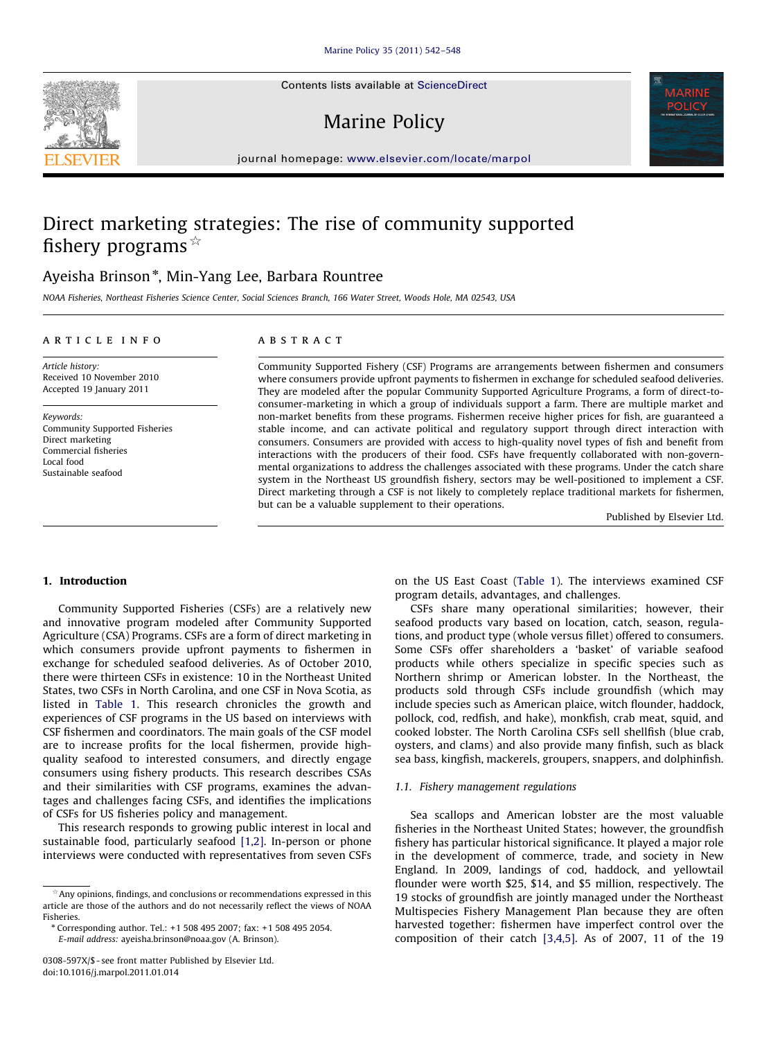# Direct marketing strategies: The rise of community supported fishery programs ☆

Ayeisha Brinson *, Min-Yang Lee, Barbara Rountree

NOAA Fisheries, Northeast Fisheries Science Center, Social Sciences Branch, 166 Water Street, Woods Hole, MA 02543, USA

## ARTICLE INFO

*Article history:*
Received 10 November 2010
Accepted 19 January 2011

*Keywords:*
Community Supported Fisheries
Direct marketing
Commercial fisheries
Local food
Sustainable seafood

## ABSTRACT

Community Supported Fishery (CSF) Programs are arrangements between fishermen and consumers where consumers provide upfront payments to fishermen in exchange for scheduled seafood deliveries. They are modeled after the popular Community Supported Agriculture Programs, a form of direct-to-consumer-marketing in which a group of individuals support a farm. There are multiple market and non-market benefits from these programs. Fishermen receive higher prices for fish, are guaranteed a stable income, and can activate political and regulatory support through direct interaction with consumers. Consumers are provided with access to high-quality novel types of fish and benefit from interactions with the producers of their food. CSFs have frequently collaborated with non-governmental organizations to address the challenges associated with these programs. Under the catch share system in the Northeast US groundfish fishery, sectors may be well-positioned to implement a CSF. Direct marketing through a CSF is not likely to completely replace traditional markets for fishermen, but can be a valuable supplement to their operations.

Published by Elsevier Ltd.

## 1. Introduction

Community Supported Fisheries (CSFs) are a relatively new and innovative program modeled after Community Supported Agriculture (CSA) Programs. CSFs are a form of direct marketing in which consumers provide upfront payments to fishermen in exchange for scheduled seafood deliveries. As of October 2010, there were thirteen CSFs in existence: 10 in the Northeast United States, two CSFs in North Carolina, and one CSF in Nova Scotia, as listed in Table 1. This research chronicles the growth and experiences of CSF programs in the US based on interviews with CSF fishermen and coordinators. The main goals of the CSF model are to increase profits for the local fishermen, provide high-quality seafood to interested consumers, and directly engage consumers using fishery products. This research describes CSAs and their similarities with CSF programs, examines the advantages and challenges facing CSFs, and identifies the implications of CSFs for US fisheries policy and management.

This research responds to growing public interest in local and sustainable food, particularly seafood [1,2]. In-person or phone interviews were conducted with representatives from seven CSFs on the US East Coast (Table 1). The interviews examined CSF program details, advantages, and challenges.

CSFs share many operational similarities; however, their seafood products vary based on location, catch, season, regulations, and product type (whole versus fillet) offered to consumers. Some CSFs offer shareholders a 'basket' of variable seafood products while others specialize in specific species such as Northern shrimp or American lobster. In the Northeast, the products sold through CSFs include groundfish (which may include species such as American plaice, witch flounder, haddock, pollock, cod, redfish, and hake), monkfish, crab meat, squid, and cooked lobster. The North Carolina CSFs sell shellfish (blue crab, oysters, and clams) and also provide many finfish, such as black sea bass, kingfish, mackerels, groupers, snappers, and dolphinfish.

### 1.1. Fishery management regulations

Sea scallops and American lobster are the most valuable fisheries in the Northeast United States; however, the groundfish fishery has particular historical significance. It played a major role in the development of commerce, trade, and society in New England. In 2009, landings of cod, haddock, and yellowtail flounder were worth $25, $14, and $5 million, respectively. The 19 stocks of groundfish are jointly managed under the Northeast Multispecies Fishery Management Plan because they are often harvested together: fishermen have imperfect control over the composition of their catch [3,4,5]. As of 2007, 11 of the 19

---

☆ Any opinions, findings, and conclusions or recommendations expressed in this article are those of the authors and do not necessarily reflect the views of NOAA Fisheries.

\* Corresponding author. Tel.: +1 508 495 2007; fax: +1 508 495 2054.
E-mail address: ayeisha.brinson@noaa.gov (A. Brinson).

0308-597X/$ - see front matter Published by Elsevier Ltd.
doi:10.1016/j.marpol.2011.01.014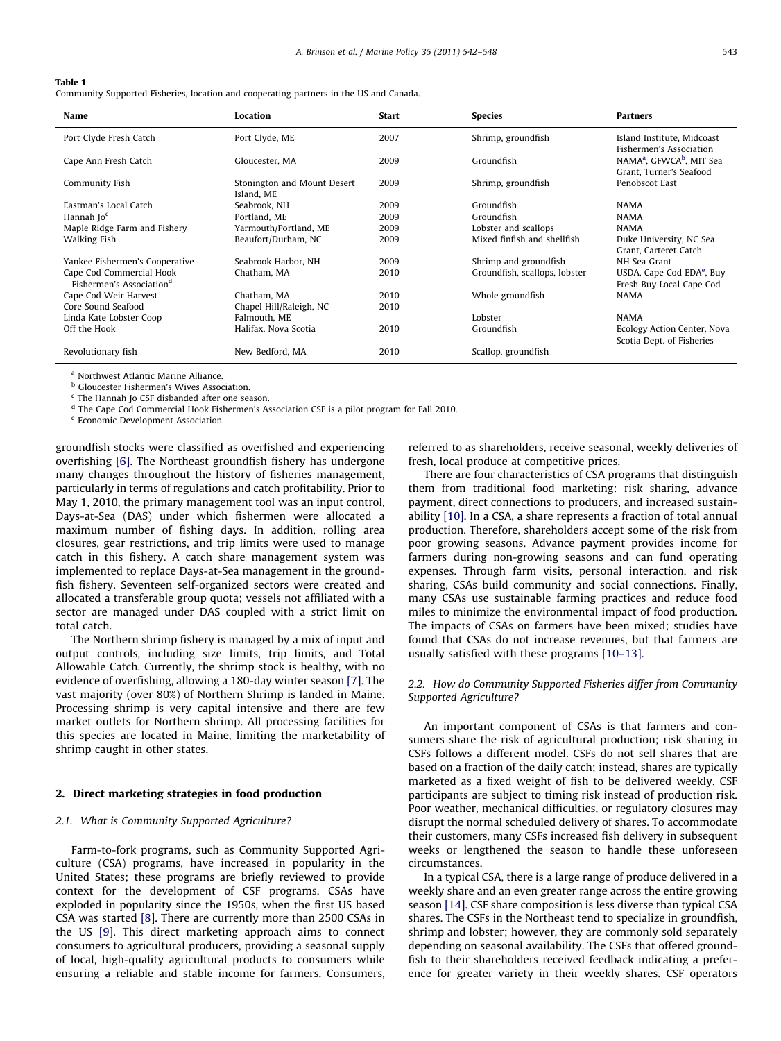**Table 1**
Community Supported Fisheries, location and cooperating partners in the US and Canada.

| Name | Location | Start | Species | Partners |
|---|---|---|---|---|
| Port Clyde Fresh Catch | Port Clyde, ME | 2007 | Shrimp, groundfish | Island Institute, Midcoast Fishermen's Association |
| Cape Ann Fresh Catch | Gloucester, MA | 2009 | Groundfish | NAMA[a], GFWCA[b], MIT Sea Grant, Turner's Seafood |
| Community Fish | Stonington and Mount Desert Island, ME | 2009 | Shrimp, groundfish | Penobscot East |
| Eastman's Local Catch | Seabrook, NH | 2009 | Groundfish | NAMA |
| Hannah Jo[c] | Portland, ME | 2009 | Groundfish | NAMA |
| Maple Ridge Farm and Fishery | Yarmouth/Portland, ME | 2009 | Lobster and scallops | NAMA |
| Walking Fish | Beaufort/Durham, NC | 2009 | Mixed finfish and shellfish | Duke University, NC Sea Grant, Carteret Catch |
| Yankee Fishermen's Cooperative | Seabrook Harbor, NH | 2009 | Shrimp and groundfish | NH Sea Grant |
| Cape Cod Commercial Hook Fishermen's Association[d] | Chatham, MA | 2010 | Groundfish, scallops, lobster | USDA, Cape Cod EDA[e], Buy Fresh Buy Local Cape Cod |
| Cape Cod Weir Harvest | Chatham, MA | 2010 | Whole groundfish | NAMA |
| Core Sound Seafood | Chapel Hill/Raleigh, NC | 2010 | | |
| Linda Kate Lobster Coop | Falmouth, ME | | Lobster | NAMA |
| Off the Hook | Halifax, Nova Scotia | 2010 | Groundfish | Ecology Action Center, Nova Scotia Dept. of Fisheries |
| Revolutionary fish | New Bedford, MA | 2010 | Scallop, groundfish | |

[a] Northwest Atlantic Marine Alliance.
[b] Gloucester Fishermen's Wives Association.
[c] The Hannah Jo CSF disbanded after one season.
[d] The Cape Cod Commercial Hook Fishermen's Association CSF is a pilot program for Fall 2010.
[e] Economic Development Association.

groundfish stocks were classified as overfished and experiencing overfishing [6]. The Northeast groundfish fishery has undergone many changes throughout the history of fisheries management, particularly in terms of regulations and catch profitability. Prior to May 1, 2010, the primary management tool was an input control, Days-at-Sea (DAS) under which fishermen were allocated a maximum number of fishing days. In addition, rolling area closures, gear restrictions, and trip limits were used to manage catch in this fishery. A catch share management system was implemented to replace Days-at-Sea management in the groundfish fishery. Seventeen self-organized sectors were created and allocated a transferable group quota; vessels not affiliated with a sector are managed under DAS coupled with a strict limit on total catch.

The Northern shrimp fishery is managed by a mix of input and output controls, including size limits, trip limits, and Total Allowable Catch. Currently, the shrimp stock is healthy, with no evidence of overfishing, allowing a 180-day winter season [7]. The vast majority (over 80%) of Northern Shrimp is landed in Maine. Processing shrimp is very capital intensive and there are few market outlets for Northern shrimp. All processing facilities for this species are located in Maine, limiting the marketability of shrimp caught in other states.

## 2. Direct marketing strategies in food production

### 2.1. What is Community Supported Agriculture?

Farm-to-fork programs, such as Community Supported Agriculture (CSA) programs, have increased in popularity in the United States; these programs are briefly reviewed to provide context for the development of CSF programs. CSAs have exploded in popularity since the 1950s, when the first US based CSA was started [8]. There are currently more than 2500 CSAs in the US [9]. This direct marketing approach aims to connect consumers to agricultural producers, providing a seasonal supply of local, high-quality agricultural products to consumers while ensuring a reliable and stable income for farmers. Consumers, referred to as shareholders, receive seasonal, weekly deliveries of fresh, local produce at competitive prices.

There are four characteristics of CSA programs that distinguish them from traditional food marketing: risk sharing, advance payment, direct connections to producers, and increased sustainability [10]. In a CSA, a share represents a fraction of total annual production. Therefore, shareholders accept some of the risk from poor growing seasons. Advance payment provides income for farmers during non-growing seasons and can fund operating expenses. Through farm visits, personal interaction, and risk sharing, CSAs build community and social connections. Finally, many CSAs use sustainable farming practices and reduce food miles to minimize the environmental impact of food production. The impacts of CSAs on farmers have been mixed; studies have found that CSAs do not increase revenues, but that farmers are usually satisfied with these programs [10–13].

### 2.2. How do Community Supported Fisheries differ from Community Supported Agriculture?

An important component of CSAs is that farmers and consumers share the risk of agricultural production; risk sharing in CSFs follows a different model. CSFs do not sell shares that are based on a fraction of the daily catch; instead, shares are typically marketed as a fixed weight of fish to be delivered weekly. CSF participants are subject to timing risk instead of production risk. Poor weather, mechanical difficulties, or regulatory closures may disrupt the normal scheduled delivery of shares. To accommodate their customers, many CSFs increased fish delivery in subsequent weeks or lengthened the season to handle these unforeseen circumstances.

In a typical CSA, there is a large range of produce delivered in a weekly share and an even greater range across the entire growing season [14]. CSF share composition is less diverse than typical CSA shares. The CSFs in the Northeast tend to specialize in groundfish, shrimp and lobster; however, they are commonly sold separately depending on seasonal availability. The CSFs that offered groundfish to their shareholders received feedback indicating a preference for greater variety in their weekly shares. CSF operators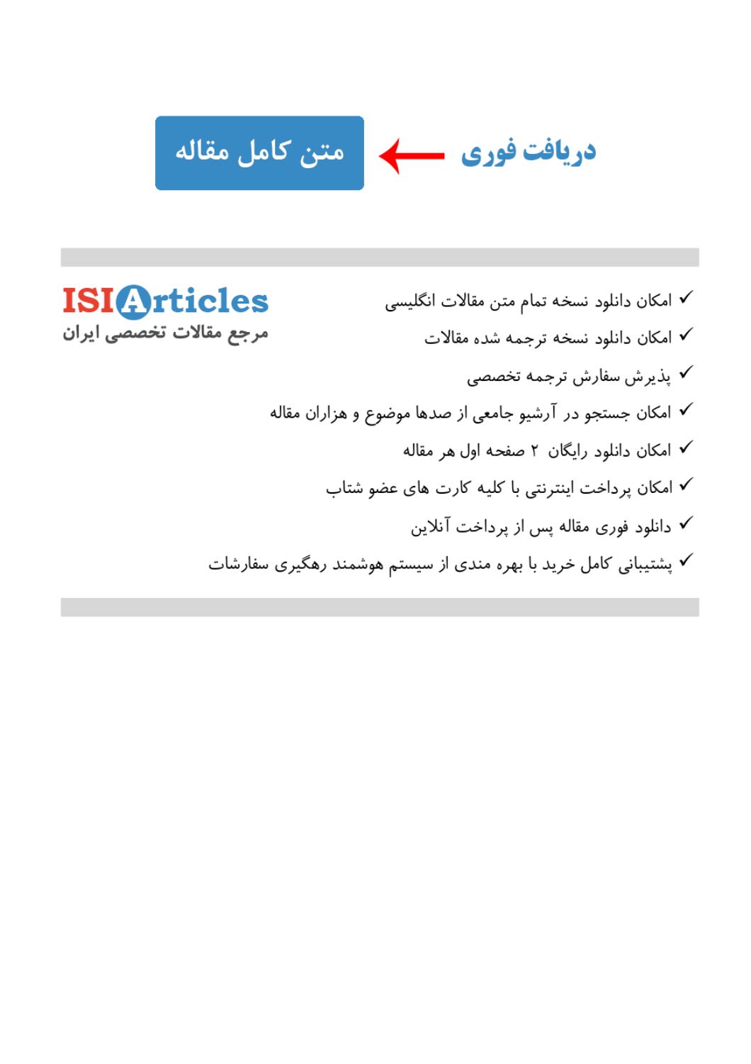دریافت فوری ← متن کامل مقاله

ISIArticles

مرجع مقالات تخصصی ایران

- ✓ امکان دانلود نسخه تمام متن مقالات انگلیسی
- ✓ امکان دانلود نسخه ترجمه شده مقالات
- ✓ پذیرش سفارش ترجمه تخصصی
- ✓ امکان جستجو در آرشیو جامعی از صدها موضوع و هزاران مقاله
- ✓ امکان دانلود رایگان ۲ صفحه اول هر مقاله
- ✓ امکان پرداخت اینترنتی با کلیه کارت های عضو شتاب
- ✓ دانلود فوری مقاله پس از پرداخت آنلاین
- ✓ پشتیبانی کامل خرید با بهره مندی از سیستم هوشمند رهگیری سفارشات